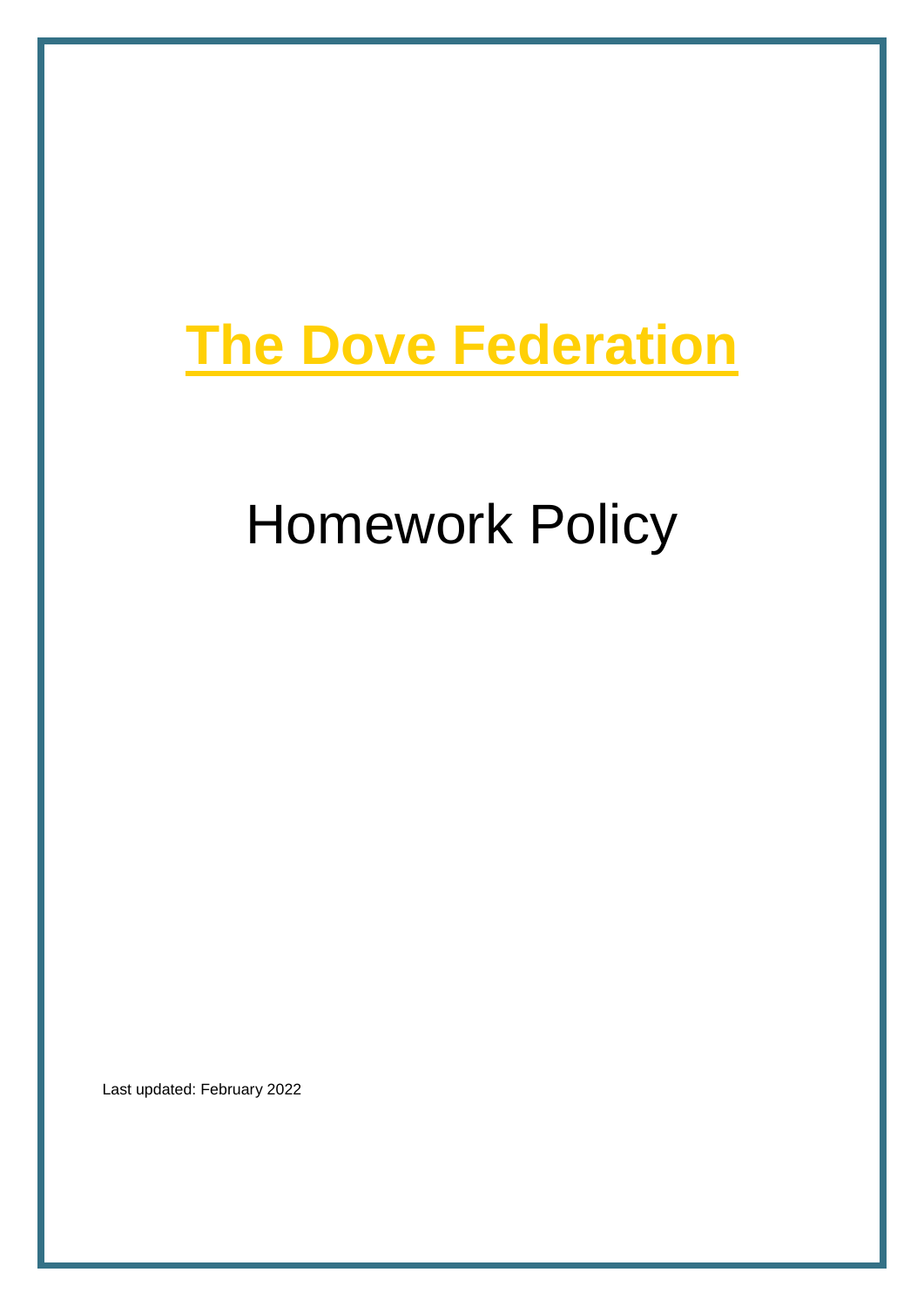# The Dove Federation

## Homework Policy

Last updated: February 2022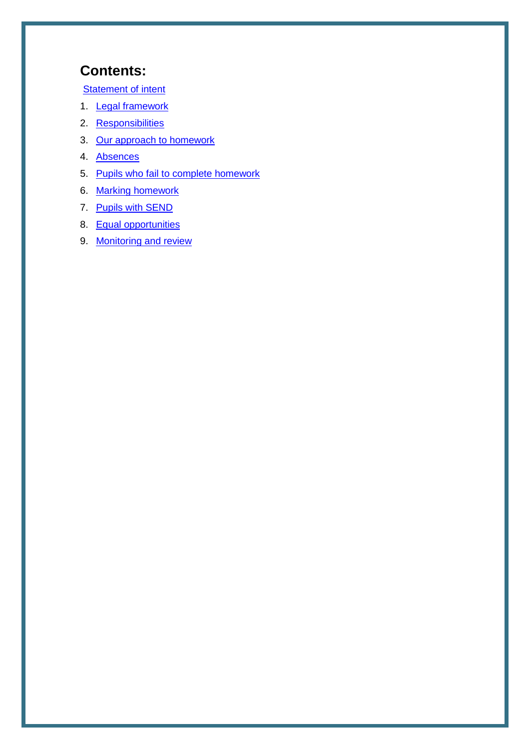## Contents:

Statement of intent

1. Legal framework
2. Responsibilities
3. Our approach to homework
4. Absences
5. Pupils who fail to complete homework
6. Marking homework
7. Pupils with SEND
8. Equal opportunities
9. Monitoring and review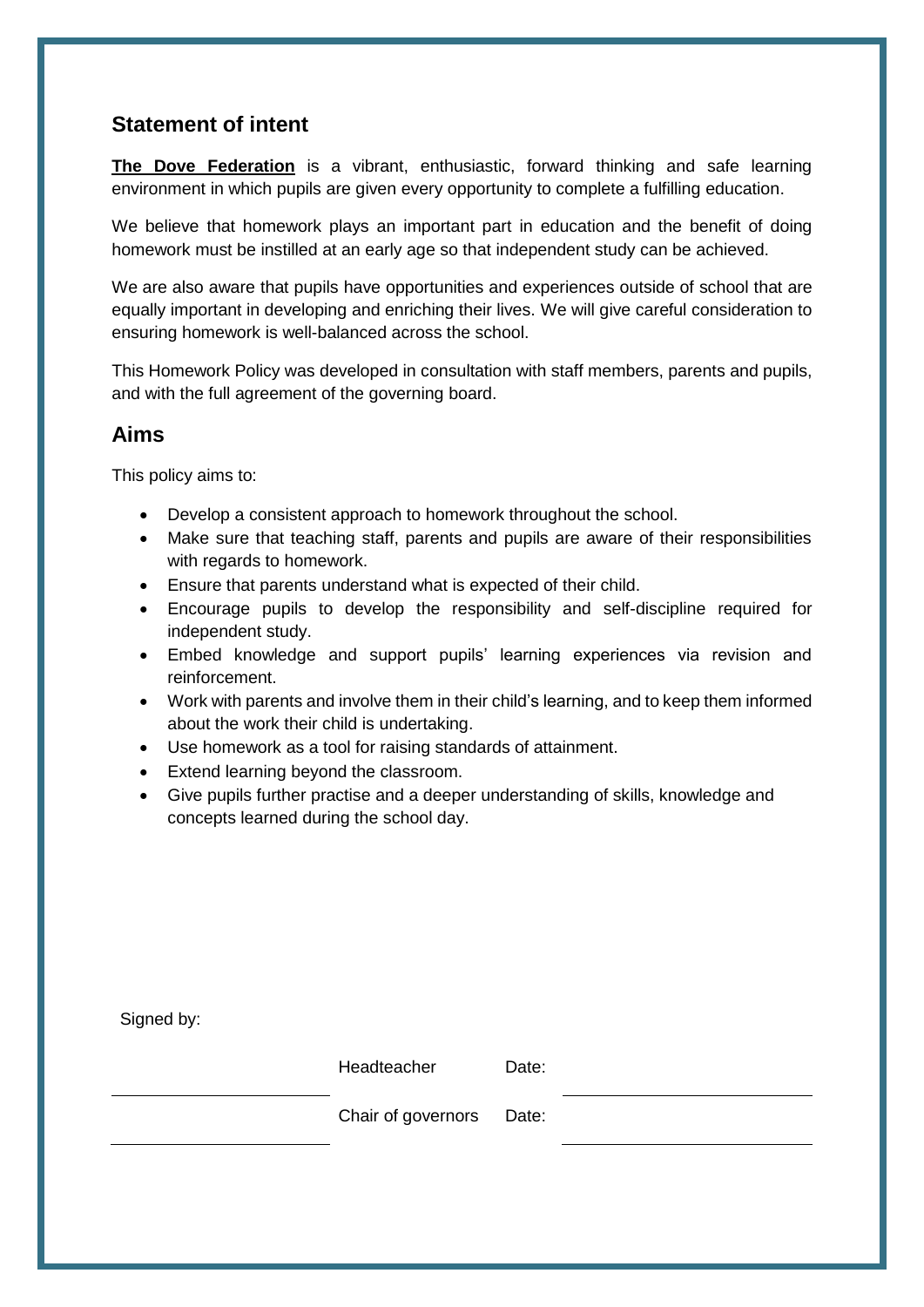## Statement of intent

**The Dove Federation** is a vibrant, enthusiastic, forward thinking and safe learning environment in which pupils are given every opportunity to complete a fulfilling education.

We believe that homework plays an important part in education and the benefit of doing homework must be instilled at an early age so that independent study can be achieved.

We are also aware that pupils have opportunities and experiences outside of school that are equally important in developing and enriching their lives. We will give careful consideration to ensuring homework is well-balanced across the school.

This Homework Policy was developed in consultation with staff members, parents and pupils, and with the full agreement of the governing board.

## Aims

This policy aims to:

- Develop a consistent approach to homework throughout the school.
- Make sure that teaching staff, parents and pupils are aware of their responsibilities with regards to homework.
- Ensure that parents understand what is expected of their child.
- Encourage pupils to develop the responsibility and self-discipline required for independent study.
- Embed knowledge and support pupils' learning experiences via revision and reinforcement.
- Work with parents and involve them in their child's learning, and to keep them informed about the work their child is undertaking.
- Use homework as a tool for raising standards of attainment.
- Extend learning beyond the classroom.
- Give pupils further practise and a deeper understanding of skills, knowledge and concepts learned during the school day.

Signed by:

| | | | |
|---|---|---|---|
| ______________________ | Headteacher | Date: | ______________________ |
| ______________________ | Chair of governors | Date: | ______________________ |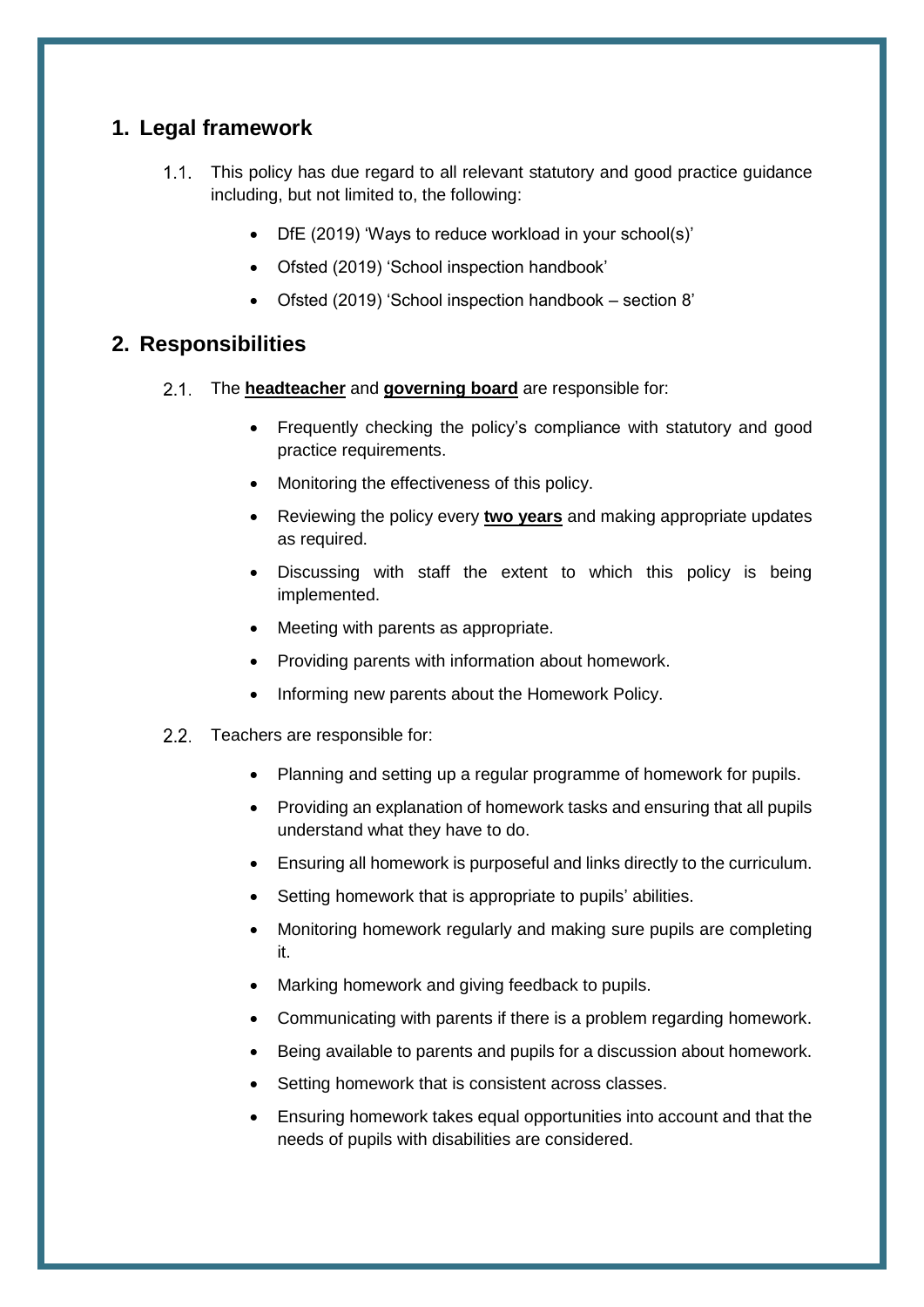## 1. Legal framework

1.1. This policy has due regard to all relevant statutory and good practice guidance including, but not limited to, the following:

- DfE (2019) 'Ways to reduce workload in your school(s)'
- Ofsted (2019) 'School inspection handbook'
- Ofsted (2019) 'School inspection handbook – section 8'

## 2. Responsibilities

2.1. The **headteacher** and **governing board** are responsible for:

- Frequently checking the policy's compliance with statutory and good practice requirements.
- Monitoring the effectiveness of this policy.
- Reviewing the policy every **two years** and making appropriate updates as required.
- Discussing with staff the extent to which this policy is being implemented.
- Meeting with parents as appropriate.
- Providing parents with information about homework.
- Informing new parents about the Homework Policy.

2.2. Teachers are responsible for:

- Planning and setting up a regular programme of homework for pupils.
- Providing an explanation of homework tasks and ensuring that all pupils understand what they have to do.
- Ensuring all homework is purposeful and links directly to the curriculum.
- Setting homework that is appropriate to pupils' abilities.
- Monitoring homework regularly and making sure pupils are completing it.
- Marking homework and giving feedback to pupils.
- Communicating with parents if there is a problem regarding homework.
- Being available to parents and pupils for a discussion about homework.
- Setting homework that is consistent across classes.
- Ensuring homework takes equal opportunities into account and that the needs of pupils with disabilities are considered.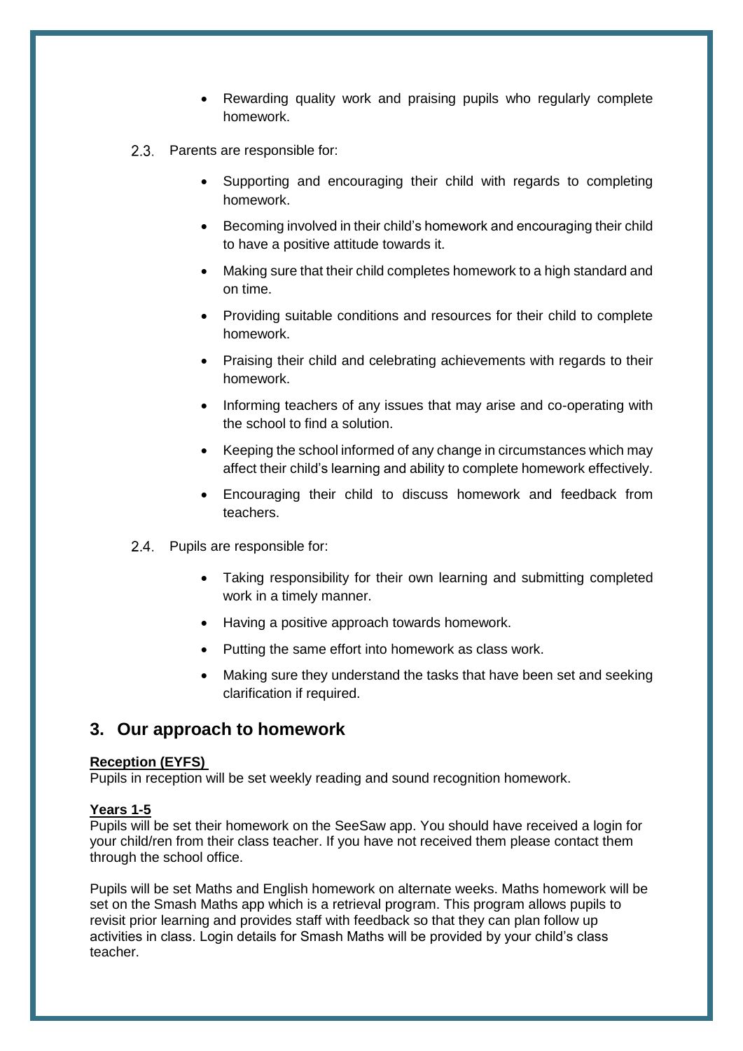- Rewarding quality work and praising pupils who regularly complete homework.

2.3. Parents are responsible for:

- Supporting and encouraging their child with regards to completing homework.
- Becoming involved in their child's homework and encouraging their child to have a positive attitude towards it.
- Making sure that their child completes homework to a high standard and on time.
- Providing suitable conditions and resources for their child to complete homework.
- Praising their child and celebrating achievements with regards to their homework.
- Informing teachers of any issues that may arise and co-operating with the school to find a solution.
- Keeping the school informed of any change in circumstances which may affect their child's learning and ability to complete homework effectively.
- Encouraging their child to discuss homework and feedback from teachers.

2.4. Pupils are responsible for:

- Taking responsibility for their own learning and submitting completed work in a timely manner.
- Having a positive approach towards homework.
- Putting the same effort into homework as class work.
- Making sure they understand the tasks that have been set and seeking clarification if required.

## 3. Our approach to homework

**Reception (EYFS)**

Pupils in reception will be set weekly reading and sound recognition homework.

**Years 1-5**

Pupils will be set their homework on the SeeSaw app. You should have received a login for your child/ren from their class teacher. If you have not received them please contact them through the school office.

Pupils will be set Maths and English homework on alternate weeks. Maths homework will be set on the Smash Maths app which is a retrieval program. This program allows pupils to revisit prior learning and provides staff with feedback so that they can plan follow up activities in class. Login details for Smash Maths will be provided by your child's class teacher.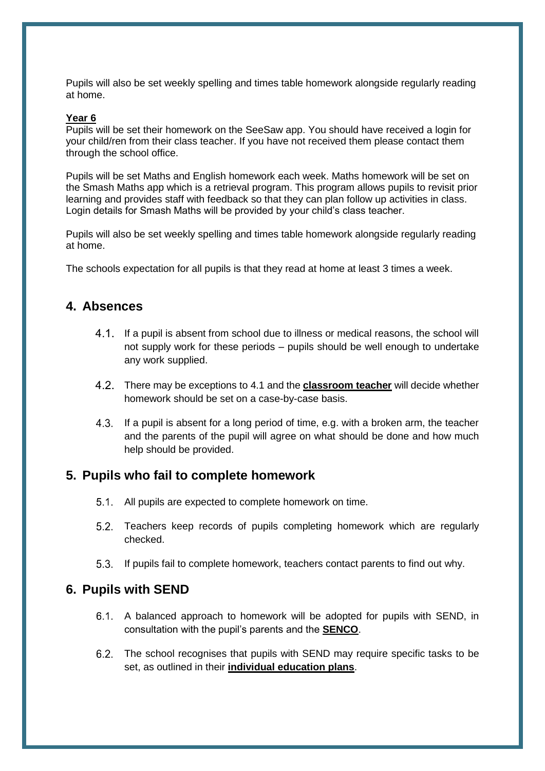Pupils will also be set weekly spelling and times table homework alongside regularly reading at home.

**Year 6**

Pupils will be set their homework on the SeeSaw app. You should have received a login for your child/ren from their class teacher. If you have not received them please contact them through the school office.

Pupils will be set Maths and English homework each week. Maths homework will be set on the Smash Maths app which is a retrieval program. This program allows pupils to revisit prior learning and provides staff with feedback so that they can plan follow up activities in class. Login details for Smash Maths will be provided by your child's class teacher.

Pupils will also be set weekly spelling and times table homework alongside regularly reading at home.

The schools expectation for all pupils is that they read at home at least 3 times a week.

## 4. Absences

4.1. If a pupil is absent from school due to illness or medical reasons, the school will not supply work for these periods – pupils should be well enough to undertake any work supplied.

4.2. There may be exceptions to 4.1 and the **classroom teacher** will decide whether homework should be set on a case-by-case basis.

4.3. If a pupil is absent for a long period of time, e.g. with a broken arm, the teacher and the parents of the pupil will agree on what should be done and how much help should be provided.

## 5. Pupils who fail to complete homework

5.1. All pupils are expected to complete homework on time.

5.2. Teachers keep records of pupils completing homework which are regularly checked.

5.3. If pupils fail to complete homework, teachers contact parents to find out why.

## 6. Pupils with SEND

6.1. A balanced approach to homework will be adopted for pupils with SEND, in consultation with the pupil's parents and the **SENCO**.

6.2. The school recognises that pupils with SEND may require specific tasks to be set, as outlined in their **individual education plans**.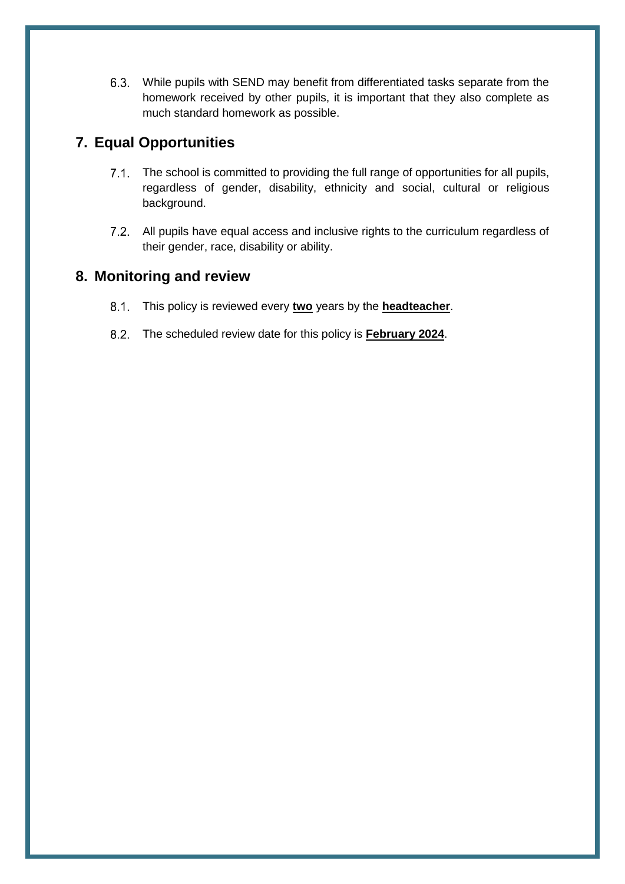6.3. While pupils with SEND may benefit from differentiated tasks separate from the homework received by other pupils, it is important that they also complete as much standard homework as possible.

## 7. Equal Opportunities

7.1. The school is committed to providing the full range of opportunities for all pupils, regardless of gender, disability, ethnicity and social, cultural or religious background.

7.2. All pupils have equal access and inclusive rights to the curriculum regardless of their gender, race, disability or ability.

## 8. Monitoring and review

8.1. This policy is reviewed every **two** years by the **headteacher**.

8.2. The scheduled review date for this policy is **February 2024**.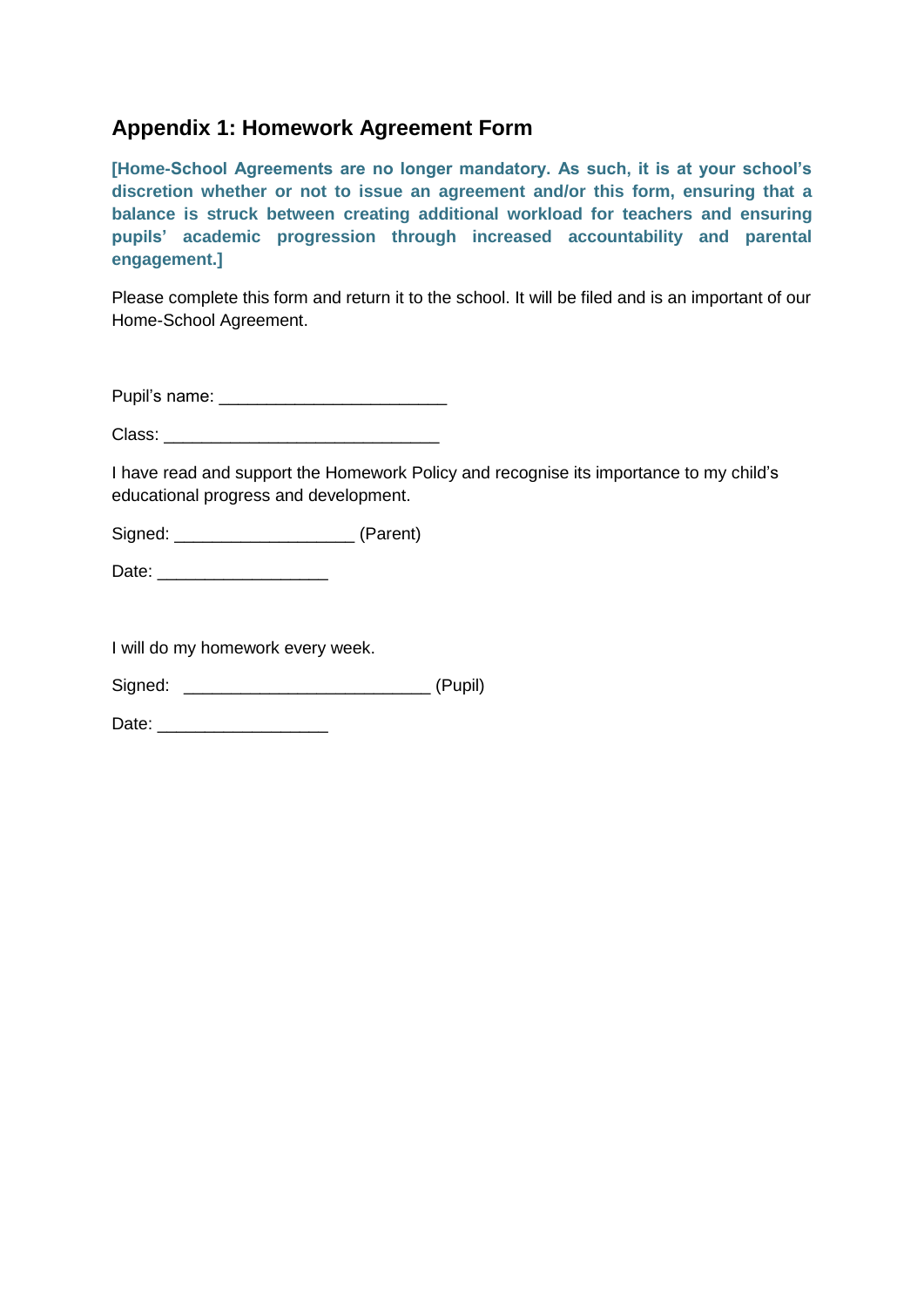## Appendix 1: Homework Agreement Form

**[Home-School Agreements are no longer mandatory. As such, it is at your school's discretion whether or not to issue an agreement and/or this form, ensuring that a balance is struck between creating additional workload for teachers and ensuring pupils' academic progression through increased accountability and parental engagement.]**

Please complete this form and return it to the school. It will be filed and is an important of our Home-School Agreement.

Pupil's name: ________________________

Class: _____________________________

I have read and support the Homework Policy and recognise its importance to my child's educational progress and development.

Signed: ___________________ (Parent)

Date: __________________

I will do my homework every week.

Signed: __________________________ (Pupil)

Date: __________________